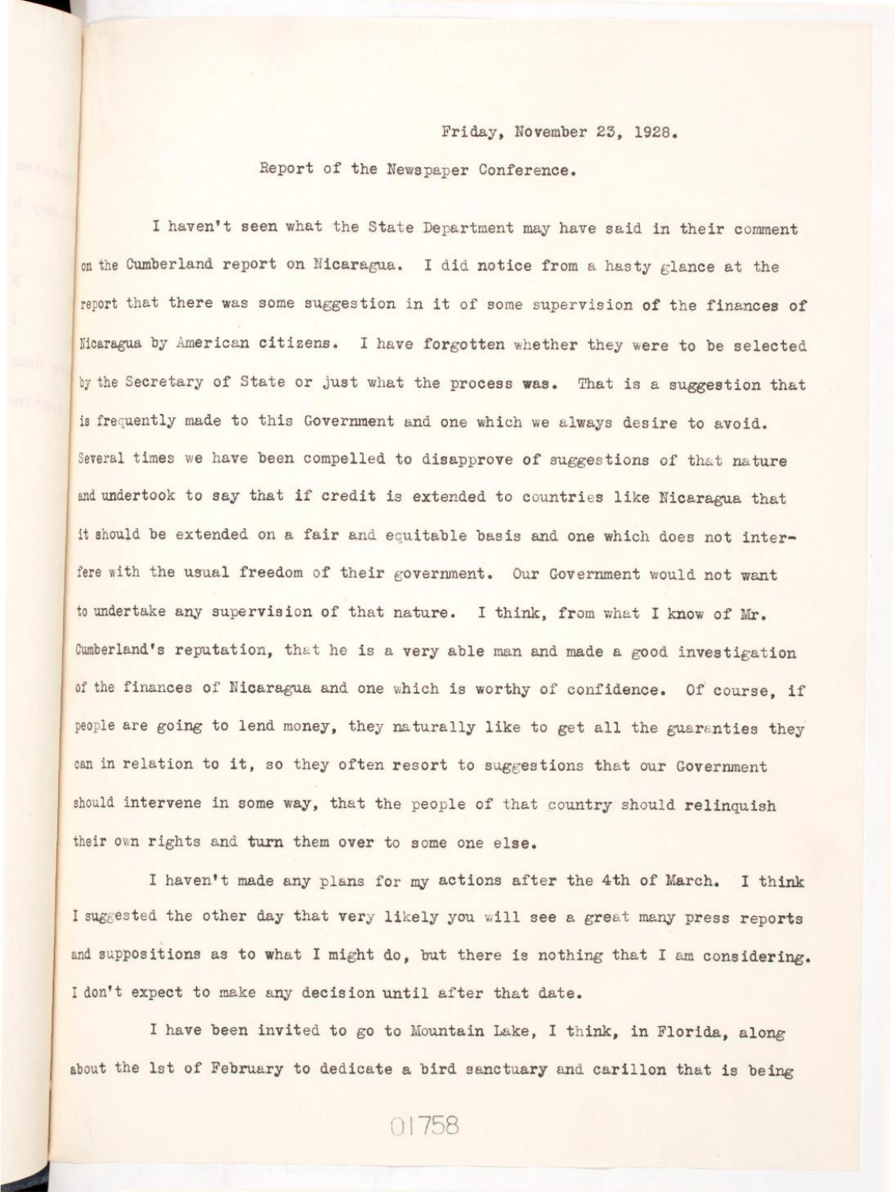Friday, November 23, 1928.

Report of the Newspaper Conference.

I haven't seen what the State Department may have said in their comment on the Cumberland report on Nicaragua. I did notice from a hasty glance at the report that there was some suggestion in it of some supervision of the finances of Nicaragua by American citizens. I have forgotten whether they were to be selected by the Secretary of State or just what the process was. That is a suggestion that is frequently made to this Government and one which we always desire to avoid. Several times we have been compelled to disapprove of suggestions of that nature and undertook to say that if credit is extended to countries like Nicaragua that it should be extended on a fair and equitable basis and one which does not interfere with the usual freedom of their government. Our Government would not want to undertake any supervision of that nature. I think, from what I know of Mr. Cumberland's reputation, that he is a very able man and made a good investigation of the finances of Nicaragua and one which is worthy of confidence. Of course, if people are going to lend money, they naturally like to get all the guaranties they can in relation to it, so they often resort to suggestions that our Government should intervene in some way, that the people of that country should relinquish their own rights and turn them over to some one else.

I haven't made any plans for my actions after the 4th of March. I think I suggested the other day that very likely you will see a great many press reports and suppositions as to what I might do, but there is nothing that I am considering. I don't expect to make any decision until after that date.

I have been invited to go to Mountain Lake, I think, in Florida, along about the 1st of February to dedicate a bird sanctuary and carillon that is being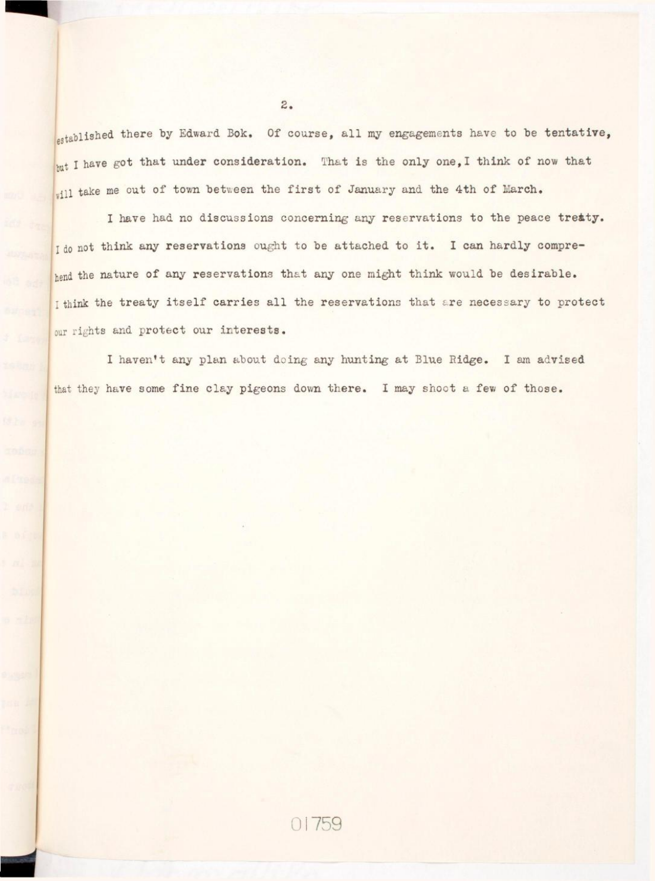established there by Edward Bok. Of course, all my engagements have to be tentative, but I have got that under consideration. That is the only one, I think of now that will take me out of town between the first of January and the 4th of March.

I have had no discussions concerning any reservations to the peace treaty. I do not think any reservations ought to be attached to it. I can hardly comprehend the nature of any reservations that any one might think would be desirable. I think the treaty itself carries all the reservations that are necessary to protect our rights and protect our interests.

I haven't any plan about doing any hunting at Blue Ridge. I am advised that they have some fine clay pigeons down there. I may shoot a few of those.